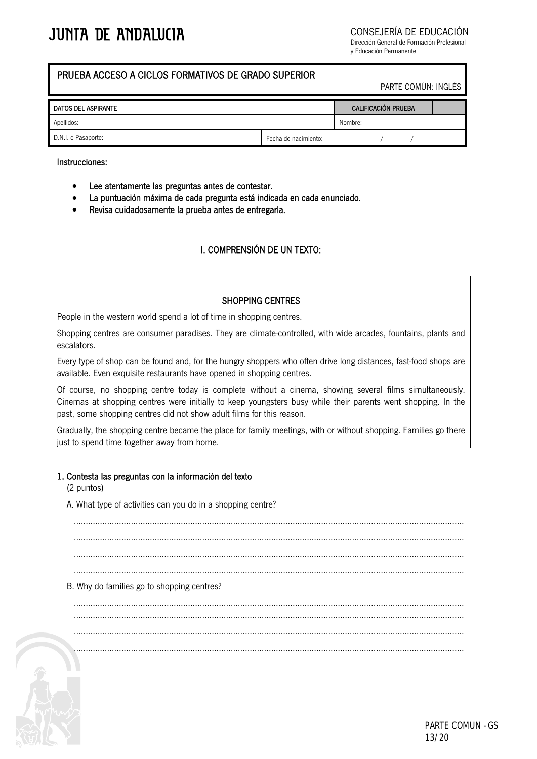JUNTA DE ANDALUCIA

CONSEJERÍA DE EDUCACIÓN
Dirección General de Formación Profesional
y Educación Permanente

## PRUEBA ACCESO A CICLOS FORMATIVOS DE GRADO SUPERIOR

PARTE COMÚN: INGLÉS

| DATOS DEL ASPIRANTE | | CALIFICACIÓN PRUEBA | |
|---|---|---|---|
| Apellidos: | | Nombre: | |
| D.N.I. o Pasaporte: | Fecha de nacimiento: | / / | |

**Instrucciones:**

- **Lee atentamente las preguntas antes de contestar.**
- **La puntuación máxima de cada pregunta está indicada en cada enunciado.**
- **Revisa cuidadosamente la prueba antes de entregarla.**

## I. COMPRENSIÓN DE UN TEXTO:

### SHOPPING CENTRES

People in the western world spend a lot of time in shopping centres.

Shopping centres are consumer paradises. They are climate-controlled, with wide arcades, fountains, plants and escalators.

Every type of shop can be found and, for the hungry shoppers who often drive long distances, fast-food shops are available. Even exquisite restaurants have opened in shopping centres.

Of course, no shopping centre today is complete without a cinema, showing several films simultaneously. Cinemas at shopping centres were initially to keep youngsters busy while their parents went shopping. In the past, some shopping centres did not show adult films for this reason.

Gradually, the shopping centre became the place for family meetings, with or without shopping. Families go there just to spend time together away from home.

**1. Contesta las preguntas con la información del texto**
(2 puntos)

A. What type of activities can you do in a shopping centre?

.................................................................................................................................................

.................................................................................................................................................

.................................................................................................................................................

.................................................................................................................................................

B. Why do families go to shopping centres?

.................................................................................................................................................

.................................................................................................................................................

.................................................................................................................................................

.................................................................................................................................................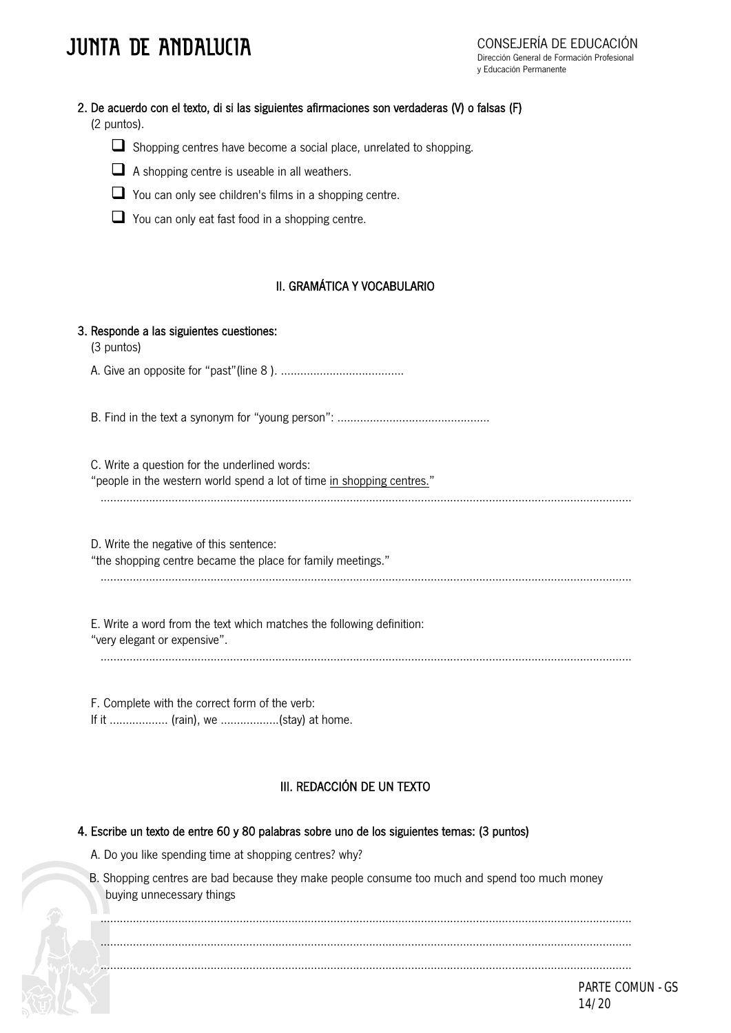2. **De acuerdo con el texto, di si las siguientes afirmaciones son verdaderas (V) o falsas (F)** (2 puntos).

- ❑ Shopping centres have become a social place, unrelated to shopping.
- ❑ A shopping centre is useable in all weathers.
- ❑ You can only see children's films in a shopping centre.
- ❑ You can only eat fast food in a shopping centre.

## II. GRAMÁTICA Y VOCABULARIO

3. **Responde a las siguientes cuestiones:** (3 puntos)

A. Give an opposite for "past"(line 8 ). ......................................

B. Find in the text a synonym for "young person": ...............................................

C. Write a question for the underlined words:
"people in the western world spend a lot of time <u>in shopping centres.</u>"
.................................................................................................................................................

D. Write the negative of this sentence:
"the shopping centre became the place for family meetings."
.................................................................................................................................................

E. Write a word from the text which matches the following definition:
"very elegant or expensive".
.................................................................................................................................................

F. Complete with the correct form of the verb:
If it .................. (rain), we ..................(stay) at home.

## III. REDACCIÓN DE UN TEXTO

4. **Escribe un texto de entre 60 y 80 palabras sobre uno de los siguientes temas: (3 puntos)**

A. Do you like spending time at shopping centres? why?

B. Shopping centres are bad because they make people consume too much and spend too much money buying unnecessary things

.................................................................................................................................................
.................................................................................................................................................
.................................................................................................................................................